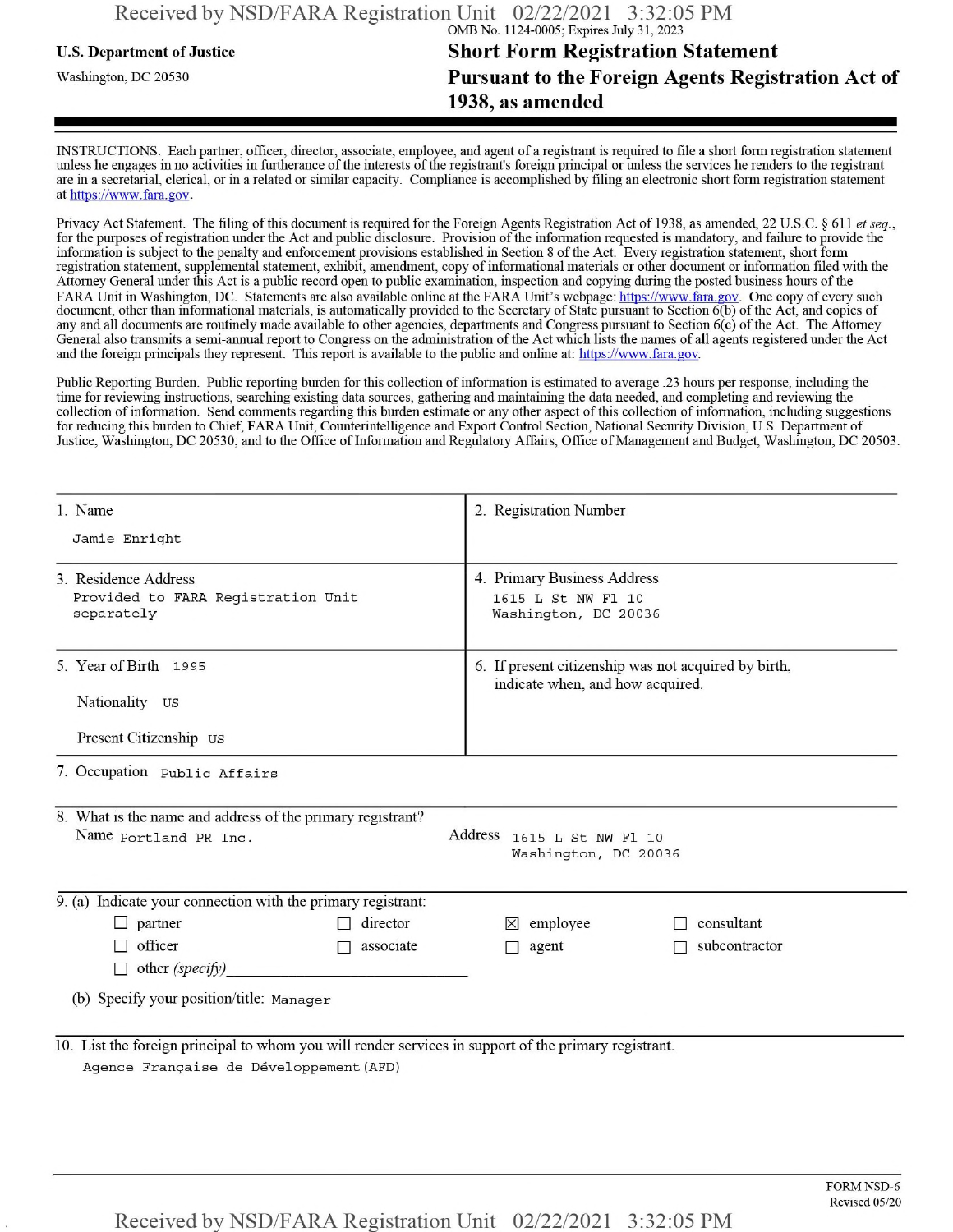OMB No. 1124-0005; Expires July 31, 2023

**U.S. Department of Justice**

Washington, DC 20530

# Short Form Registration Statement Pursuant to the Foreign Agents Registration Act of 1938, as amended

INSTRUCTIONS. Each partner, officer, director, associate, employee, and agent of a registrant is required to file a short form registration statement unless he engages in no activities in furtherance of the interests of the registrant's foreign principal or unless the services he renders to the registrant are in a secretarial, clerical, or in a related or similar capacity. Compliance is accomplished by filing an electronic short form registration statement at https://www.fara.gov.

Privacy Act Statement. The filing of this document is required for the Foreign Agents Registration Act of 1938, as amended, 22 U.S.C. § 611 *et seq.*, for the purposes of registration under the Act and public disclosure. Provision of the information requested is mandatory, and failure to provide the information is subject to the penalty and enforcement provisions established in Section 8 of the Act. Every registration statement, short form registration statement, supplemental statement, exhibit, amendment, copy of informational materials or other document or information filed with the Attorney General under this Act is a public record open to public examination, inspection and copying during the posted business hours of the FARA Unit in Washington, DC. Statements are also available online at the FARA Unit's webpage: https://www.fara.gov. One copy of every such document, other than informational materials, is automatically provided to the Secretary of State pursuant to Section 6(b) of the Act, and copies of any and all documents are routinely made available to other agencies, departments and Congress pursuant to Section 6(c) of the Act. The Attorney General also transmits a semi-annual report to Congress on the administration of the Act which lists the names of all agents registered under the Act and the foreign principals they represent. This report is available to the public and online at: https://www.fara.gov.

Public Reporting Burden. Public reporting burden for this collection of information is estimated to average .23 hours per response, including the time for reviewing instructions, searching existing data sources, gathering and maintaining the data needed, and completing and reviewing the collection of information. Send comments regarding this burden estimate or any other aspect of this collection of information, including suggestions for reducing this burden to Chief, FARA Unit, Counterintelligence and Export Control Section, National Security Division, U.S. Department of Justice, Washington, DC 20530; and to the Office of Information and Regulatory Affairs, Office of Management and Budget, Washington, DC 20503.

| | |
|---|---|
| 1. Name<br>Jamie Enright | 2. Registration Number |
| 3. Residence Address<br>Provided to FARA Registration Unit separately | 4. Primary Business Address<br>1615 L St NW Fl 10<br>Washington, DC 20036 |
| 5. Year of Birth 1995<br>Nationality US<br>Present Citizenship US | 6. If present citizenship was not acquired by birth, indicate when, and how acquired. |

7. Occupation Public Affairs

8. What is the name and address of the primary registrant?

Name Portland PR Inc.

Address 1615 L St NW Fl 10
Washington, DC 20036

9. (a) Indicate your connection with the primary registrant:

- ☐ partner
- ☐ director
- ☒ employee
- ☐ consultant
- ☐ officer
- ☐ associate
- ☐ agent
- ☐ subcontractor
- ☐ other *(specify)* \_\_\_\_\_\_\_\_\_\_

(b) Specify your position/title: Manager

10. List the foreign principal to whom you will render services in support of the primary registrant.

Agence Française de Développement (AFD)

FORM NSD-6
Revised 05/20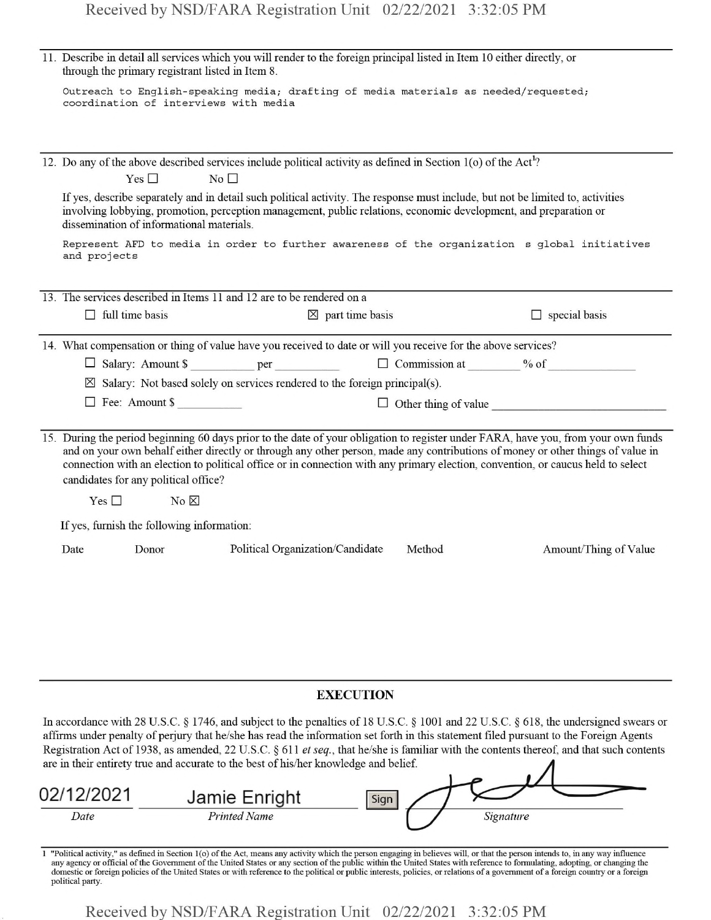11. Describe in detail all services which you will render to the foreign principal listed in Item 10 either directly, or through the primary registrant listed in Item 8.

    Outreach to English-speaking media; drafting of media materials as needed/requested; coordination of interviews with media

12. Do any of the above described services include political activity as defined in Section 1(o) of the Act[1]?

    Yes ☐ No ☐

    If yes, describe separately and in detail such political activity. The response must include, but not be limited to, activities involving lobbying, promotion, perception management, public relations, economic development, and preparation or dissemination of informational materials.

    Represent AFD to media in order to further awareness of the organization s global initiatives and projects

13. The services described in Items 11 and 12 are to be rendered on a

    ☐ full time basis ☒ part time basis ☐ special basis

14. What compensation or thing of value have you received to date or will you receive for the above services?

    ☐ Salary: Amount $ ________ per ________ ☐ Commission at ________ % of ____________

    ☒ Salary: Not based solely on services rendered to the foreign principal(s).

    ☐ Fee: Amount $ ________ ☐ Other thing of value ____________________

15. During the period beginning 60 days prior to the date of your obligation to register under FARA, have you, from your own funds and on your own behalf either directly or through any other person, made any contributions of money or other things of value in connection with an election to political office or in connection with any primary election, convention, or caucus held to select candidates for any political office?

    Yes ☐ No ☒

    If yes, furnish the following information:

| Date | Donor | Political Organization/Candidate | Method | Amount/Thing of Value |
|---|---|---|---|---|

## EXECUTION

In accordance with 28 U.S.C. § 1746, and subject to the penalties of 18 U.S.C. § 1001 and 22 U.S.C. § 618, the undersigned swears or affirms under penalty of perjury that he/she has read the information set forth in this statement filed pursuant to the Foreign Agents Registration Act of 1938, as amended, 22 U.S.C. § 611 *et seq.*, that he/she is familiar with the contents thereof, and that such contents are in their entirety true and accurate to the best of his/her knowledge and belief.

| 02/12/2021 | Jamie Enright | Sign [signature] |
|---|---|---|
| *Date* | *Printed Name* | *Signature* |

[1] "Political activity," as defined in Section 1(o) of the Act, means any activity which the person engaging in believes will, or that the person intends to, in any way influence any agency or official of the Government of the United States or any section of the public within the United States with reference to formulating, adopting, or changing the domestic or foreign policies of the United States or with reference to the political or public interests, policies, or relations of a government of a foreign country or a foreign political party.